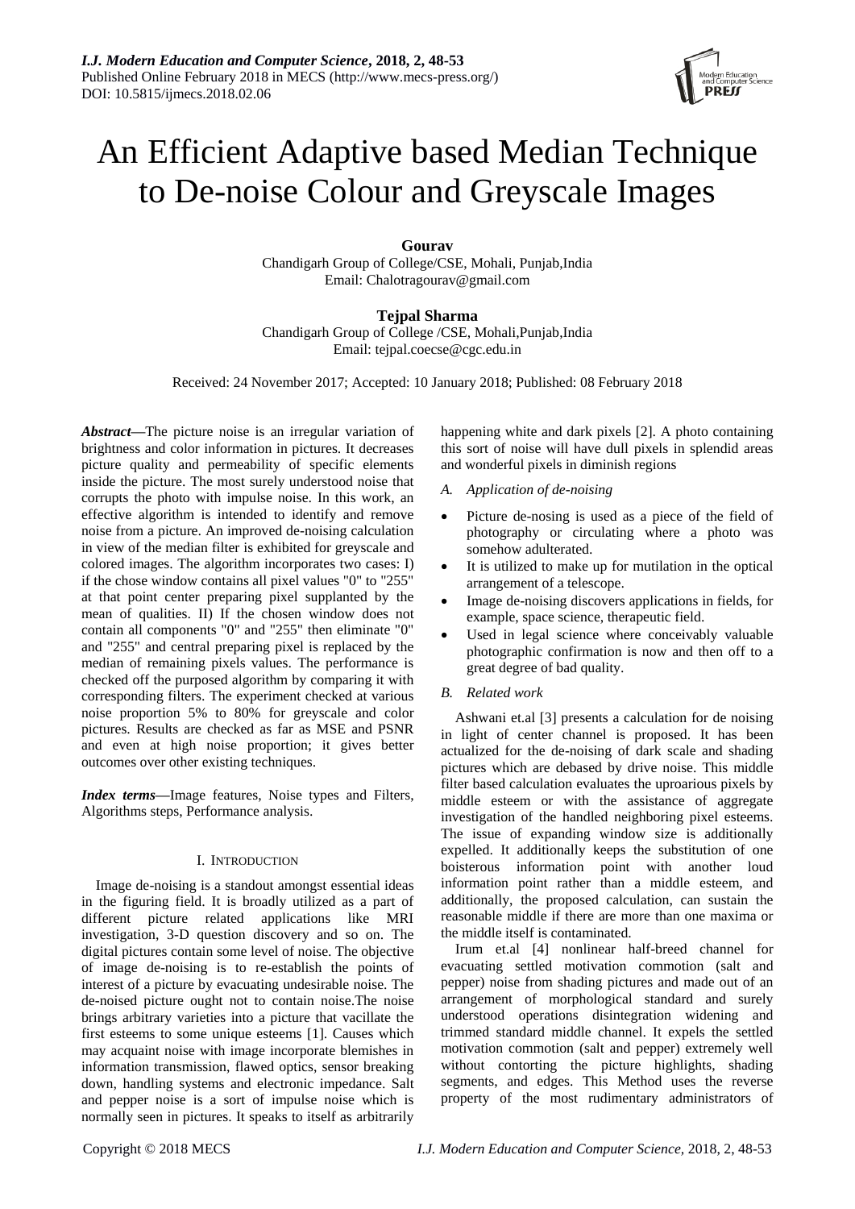# An Efficient Adaptive based Median Technique to De-noise Colour and Greyscale Images

**Gourav**
Chandigarh Group of College/CSE, Mohali, Punjab,India
Email: Chalotragourav@gmail.com

**Tejpal Sharma**
Chandigarh Group of College /CSE, Mohali,Punjab,India
Email: tejpal.coecse@cgc.edu.in

Received: 24 November 2017; Accepted: 10 January 2018; Published: 08 February 2018

***Abstract*—**The picture noise is an irregular variation of brightness and color information in pictures. It decreases picture quality and permeability of specific elements inside the picture. The most surely understood noise that corrupts the photo with impulse noise. In this work, an effective algorithm is intended to identify and remove noise from a picture. An improved de-noising calculation in view of the median filter is exhibited for greyscale and colored images. The algorithm incorporates two cases: I) if the chose window contains all pixel values "0" to "255" at that point center preparing pixel supplanted by the mean of qualities. II) If the chosen window does not contain all components "0" and "255" then eliminate "0" and "255" and central preparing pixel is replaced by the median of remaining pixels values. The performance is checked off the purposed algorithm by comparing it with corresponding filters. The experiment checked at various noise proportion 5% to 80% for greyscale and color pictures. Results are checked as far as MSE and PSNR and even at high noise proportion; it gives better outcomes over other existing techniques.

***Index terms*—**Image features, Noise types and Filters, Algorithms steps, Performance analysis.

## I. Introduction

Image de-noising is a standout amongst essential ideas in the figuring field. It is broadly utilized as a part of different picture related applications like MRI investigation, 3-D question discovery and so on. The digital pictures contain some level of noise. The objective of image de-noising is to re-establish the points of interest of a picture by evacuating undesirable noise. The de-noised picture ought not to contain noise.The noise brings arbitrary varieties into a picture that vacillate the first esteems to some unique esteems [1]. Causes which may acquaint noise with image incorporate blemishes in information transmission, flawed optics, sensor breaking down, handling systems and electronic impedance. Salt and pepper noise is a sort of impulse noise which is normally seen in pictures. It speaks to itself as arbitrarily happening white and dark pixels [2]. A photo containing this sort of noise will have dull pixels in splendid areas and wonderful pixels in diminish regions

### *A. Application of de-noising*

- Picture de-nosing is used as a piece of the field of photography or circulating where a photo was somehow adulterated.
- It is utilized to make up for mutilation in the optical arrangement of a telescope.
- Image de-noising discovers applications in fields, for example, space science, therapeutic field.
- Used in legal science where conceivably valuable photographic confirmation is now and then off to a great degree of bad quality.

### *B. Related work*

Ashwani et.al [3] presents a calculation for de noising in light of center channel is proposed. It has been actualized for the de-noising of dark scale and shading pictures which are debased by drive noise. This middle filter based calculation evaluates the uproarious pixels by middle esteem or with the assistance of aggregate investigation of the handled neighboring pixel esteems. The issue of expanding window size is additionally expelled. It additionally keeps the substitution of one boisterous information point with another loud information point rather than a middle esteem, and additionally, the proposed calculation, can sustain the reasonable middle if there are more than one maxima or the middle itself is contaminated.

Irum et.al [4] nonlinear half-breed channel for evacuating settled motivation commotion (salt and pepper) noise from shading pictures and made out of an arrangement of morphological standard and surely understood operations disintegration widening and trimmed standard middle channel. It expels the settled motivation commotion (salt and pepper) extremely well without contorting the picture highlights, shading segments, and edges. This Method uses the reverse property of the most rudimentary administrators of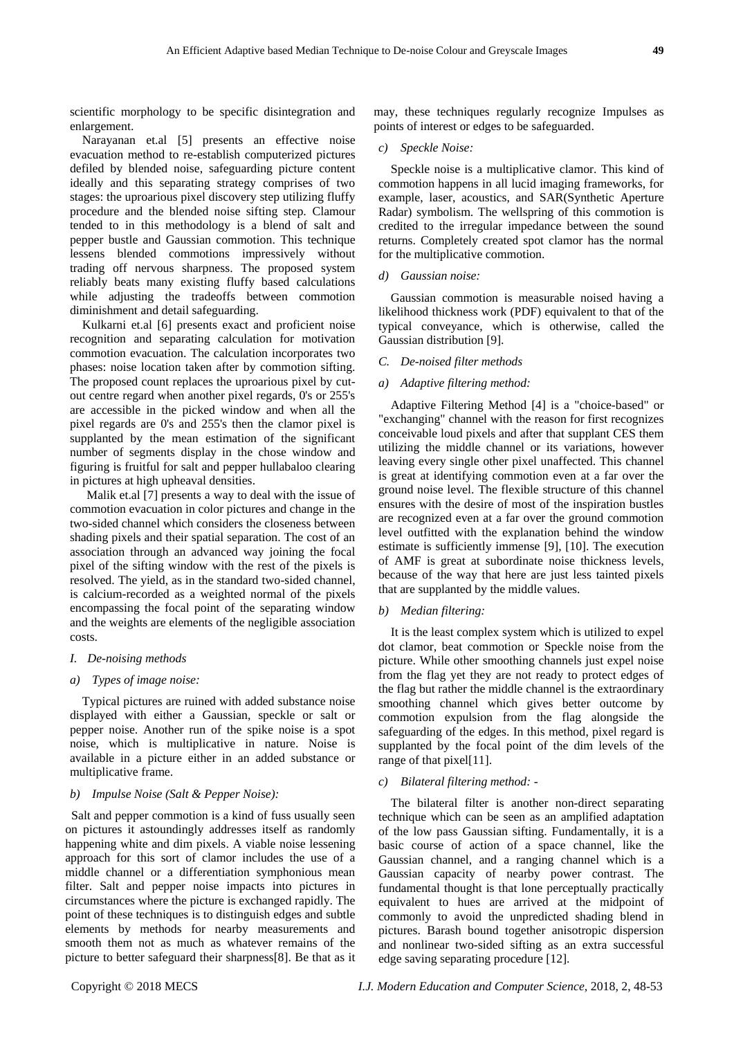scientific morphology to be specific disintegration and enlargement.

Narayanan et.al [5] presents an effective noise evacuation method to re-establish computerized pictures defiled by blended noise, safeguarding picture content ideally and this separating strategy comprises of two stages: the uproarious pixel discovery step utilizing fluffy procedure and the blended noise sifting step. Clamour tended to in this methodology is a blend of salt and pepper bustle and Gaussian commotion. This technique lessens blended commotions impressively without trading off nervous sharpness. The proposed system reliably beats many existing fluffy based calculations while adjusting the tradeoffs between commotion diminishment and detail safeguarding.

Kulkarni et.al [6] presents exact and proficient noise recognition and separating calculation for motivation commotion evacuation. The calculation incorporates two phases: noise location taken after by commotion sifting. The proposed count replaces the uproarious pixel by cut-out centre regard when another pixel regards, 0's or 255's are accessible in the picked window and when all the pixel regards are 0's and 255's then the clamor pixel is supplanted by the mean estimation of the significant number of segments display in the chose window and figuring is fruitful for salt and pepper hullabaloo clearing in pictures at high upheaval densities.

Malik et.al [7] presents a way to deal with the issue of commotion evacuation in color pictures and change in the two-sided channel which considers the closeness between shading pixels and their spatial separation. The cost of an association through an advanced way joining the focal pixel of the sifting window with the rest of the pixels is resolved. The yield, as in the standard two-sided channel, is calcium-recorded as a weighted normal of the pixels encompassing the focal point of the separating window and the weights are elements of the negligible association costs.

*I. De-noising methods*

*a) Types of image noise:*

Typical pictures are ruined with added substance noise displayed with either a Gaussian, speckle or salt or pepper noise. Another run of the spike noise is a spot noise, which is multiplicative in nature. Noise is available in a picture either in an added substance or multiplicative frame.

*b) Impulse Noise (Salt & Pepper Noise):*

Salt and pepper commotion is a kind of fuss usually seen on pictures it astoundingly addresses itself as randomly happening white and dim pixels. A viable noise lessening approach for this sort of clamor includes the use of a middle channel or a differentiation symphonious mean filter. Salt and pepper noise impacts into pictures in circumstances where the picture is exchanged rapidly. The point of these techniques is to distinguish edges and subtle elements by methods for nearby measurements and smooth them not as much as whatever remains of the picture to better safeguard their sharpness[8]. Be that as it may, these techniques regularly recognize Impulses as points of interest or edges to be safeguarded.

*c) Speckle Noise:*

Speckle noise is a multiplicative clamor. This kind of commotion happens in all lucid imaging frameworks, for example, laser, acoustics, and SAR(Synthetic Aperture Radar) symbolism. The wellspring of this commotion is credited to the irregular impedance between the sound returns. Completely created spot clamor has the normal for the multiplicative commotion.

*d) Gaussian noise:*

Gaussian commotion is measurable noised having a likelihood thickness work (PDF) equivalent to that of the typical conveyance, which is otherwise, called the Gaussian distribution [9].

*C. De-noised filter methods*

*a) Adaptive filtering method:*

Adaptive Filtering Method [4] is a "choice-based" or "exchanging" channel with the reason for first recognizes conceivable loud pixels and after that supplant CES them utilizing the middle channel or its variations, however leaving every single other pixel unaffected. This channel is great at identifying commotion even at a far over the ground noise level. The flexible structure of this channel ensures with the desire of most of the inspiration bustles are recognized even at a far over the ground commotion level outfitted with the explanation behind the window estimate is sufficiently immense [9], [10]. The execution of AMF is great at subordinate noise thickness levels, because of the way that here are just less tainted pixels that are supplanted by the middle values.

*b) Median filtering:*

It is the least complex system which is utilized to expel dot clamor, beat commotion or Speckle noise from the picture. While other smoothing channels just expel noise from the flag yet they are not ready to protect edges of the flag but rather the middle channel is the extraordinary smoothing channel which gives better outcome by commotion expulsion from the flag alongside the safeguarding of the edges. In this method, pixel regard is supplanted by the focal point of the dim levels of the range of that pixel[11].

*c) Bilateral filtering method: -*

The bilateral filter is another non-direct separating technique which can be seen as an amplified adaptation of the low pass Gaussian sifting. Fundamentally, it is a basic course of action of a space channel, like the Gaussian channel, and a ranging channel which is a Gaussian capacity of nearby power contrast. The fundamental thought is that lone perceptually practically equivalent to hues are arrived at the midpoint of commonly to avoid the unpredicted shading blend in pictures. Barash bound together anisotropic dispersion and nonlinear two-sided sifting as an extra successful edge saving separating procedure [12].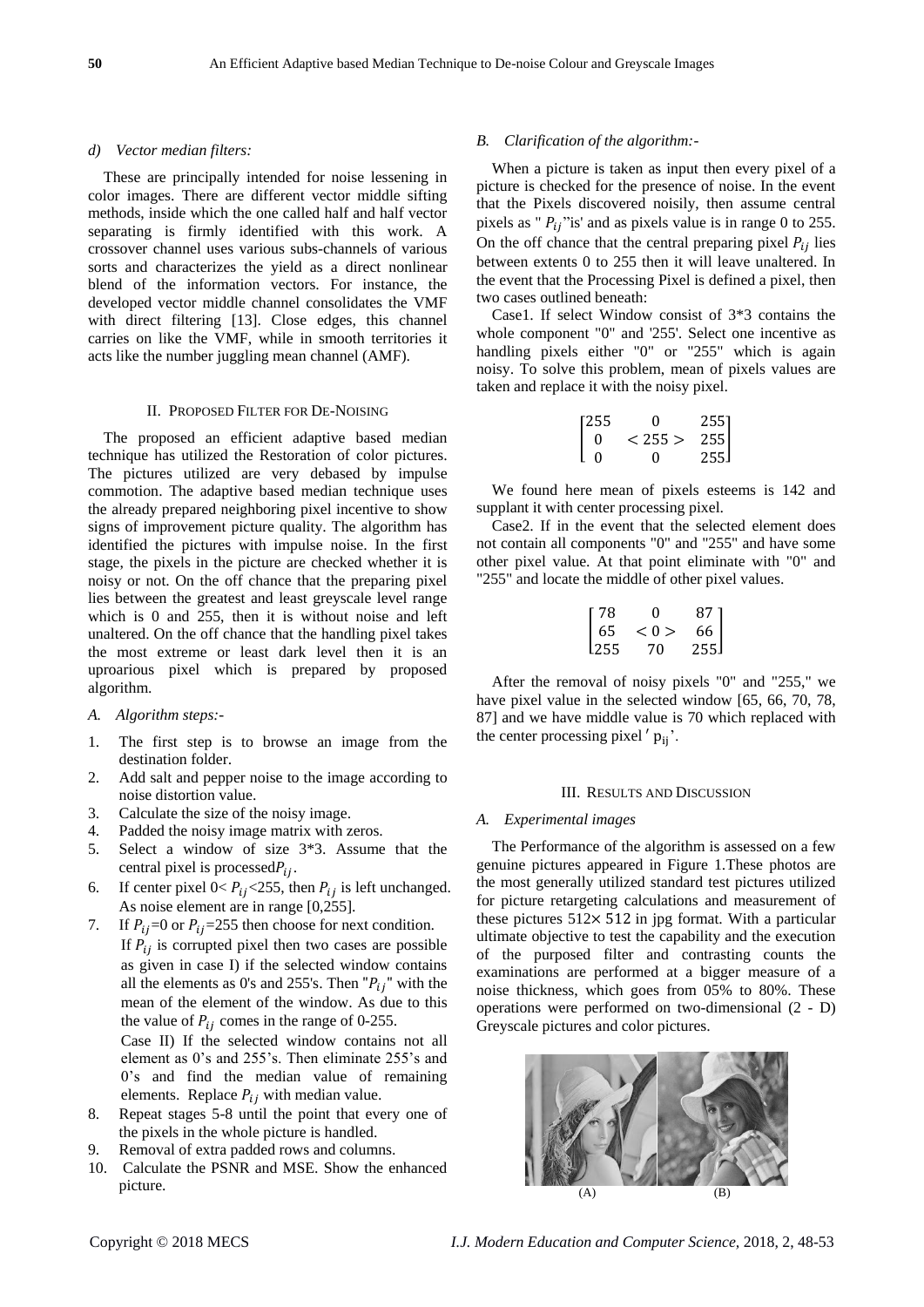*d) Vector median filters:*

These are principally intended for noise lessening in color images. There are different vector middle sifting methods, inside which the one called half and half vector separating is firmly identified with this work. A crossover channel uses various subs-channels of various sorts and characterizes the yield as a direct nonlinear blend of the information vectors. For instance, the developed vector middle channel consolidates the VMF with direct filtering [13]. Close edges, this channel carries on like the VMF, while in smooth territories it acts like the number juggling mean channel (AMF).

## II. Proposed Filter for De-Noising

The proposed an efficient adaptive based median technique has utilized the Restoration of color pictures. The pictures utilized are very debased by impulse commotion. The adaptive based median technique uses the already prepared neighboring pixel incentive to show signs of improvement picture quality. The algorithm has identified the pictures with impulse noise. In the first stage, the pixels in the picture are checked whether it is noisy or not. On the off chance that the preparing pixel lies between the greatest and least greyscale level range which is 0 and 255, then it is without noise and left unaltered. On the off chance that the handling pixel takes the most extreme or least dark level then it is an uproarious pixel which is prepared by proposed algorithm.

### *A. Algorithm steps:-*

1. The first step is to browse an image from the destination folder.
2. Add salt and pepper noise to the image according to noise distortion value.
3. Calculate the size of the noisy image.
4. Padded the noisy image matrix with zeros.
5. Select a window of size 3*3. Assume that the central pixel is processed $P_{ij}$.
6. If center pixel $0 < P_{ij} < 255$, then $P_{ij}$ is left unchanged. As noise element are in range [0,255].
7. If $P_{ij}=0$ or $P_{ij}=255$ then choose for next condition. If $P_{ij}$ is corrupted pixel then two cases are possible as given in case I) if the selected window contains all the elements as 0's and 255's. Then "$P_{ij}$" with the mean of the element of the window. As due to this the value of $P_{ij}$ comes in the range of 0-255.
   Case II) If the selected window contains not all element as 0's and 255's. Then eliminate 255's and 0's and find the median value of remaining elements. Replace $P_{ij}$ with median value.
8. Repeat stages 5-8 until the point that every one of the pixels in the whole picture is handled.
9. Removal of extra padded rows and columns.
10. Calculate the PSNR and MSE. Show the enhanced picture.

### *B. Clarification of the algorithm:-*

When a picture is taken as input then every pixel of a picture is checked for the presence of noise. In the event that the Pixels discovered noisily, then assume central pixels as "$P_{ij}$"is' and as pixels value is in range 0 to 255. On the off chance that the central preparing pixel $P_{ij}$ lies between extents 0 to 255 then it will leave unaltered. In the event that the Processing Pixel is defined a pixel, then two cases outlined beneath:

Case1. If select Window consist of 3*3 contains the whole component "0" and '255'. Select one incentive as handling pixels either "0" or "255" which is again noisy. To solve this problem, mean of pixels values are taken and replace it with the noisy pixel.

$$\begin{bmatrix} 255 & 0 & 255 \\ 0 & <255> & 255 \\ 0 & 0 & 255 \end{bmatrix}$$

We found here mean of pixels esteems is 142 and supplant it with center processing pixel.

Case2. If in the event that the selected element does not contain all components "0" and "255" and have some other pixel value. At that point eliminate with "0" and "255" and locate the middle of other pixel values.

$$\begin{bmatrix} 78 & 0 & 87 \\ 65 & <0> & 66 \\ 255 & 70 & 255 \end{bmatrix}$$

After the removal of noisy pixels "0" and "255," we have pixel value in the selected window [65, 66, 70, 78, 87] and we have middle value is 70 which replaced with the center processing pixel '$p_{ij}$'.

## III. Results and Discussion

### *A. Experimental images*

The Performance of the algorithm is assessed on a few genuine pictures appeared in Figure 1.These photos are the most generally utilized standard test pictures utilized for picture retargeting calculations and measurement of these pictures $512\times 512$ in jpg format. With a particular ultimate objective to test the capability and the execution of the purposed filter and contrasting counts the examinations are performed at a bigger measure of a noise thickness, which goes from 05% to 80%. These operations were performed on two-dimensional (2 - D) Greyscale pictures and color pictures.

(A) (B)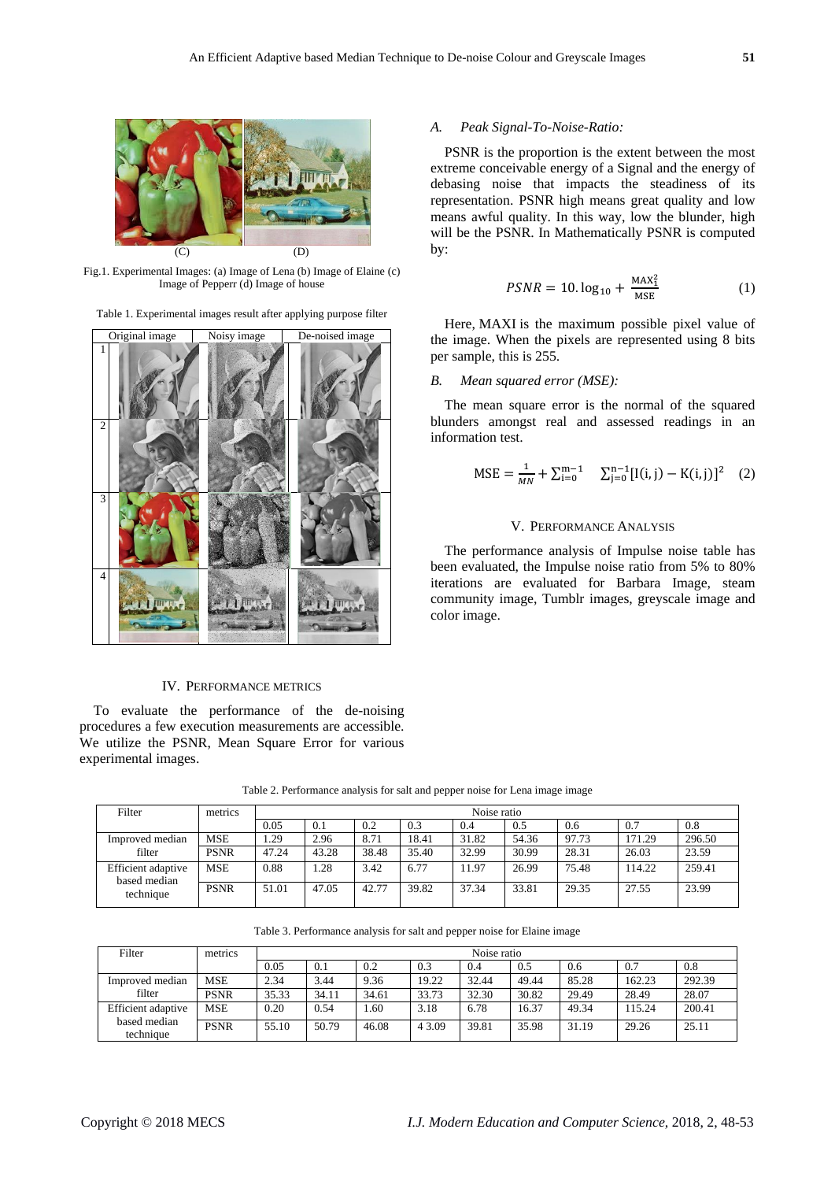(C) (D)

Fig.1. Experimental Images: (a) Image of Lena (b) Image of Elaine (c) Image of Pepperr (d) Image of house

Table 1. Experimental images result after applying purpose filter

| | Original image | Noisy image | De-noised image |
|---|---|---|---|
| 1 | | | |
| 2 | | | |
| 3 | | | |
| 4 | | | |

## IV. Performance Metrics

To evaluate the performance of the de-noising procedures a few execution measurements are accessible. We utilize the PSNR, Mean Square Error for various experimental images.

### *A. Peak Signal-To-Noise-Ratio:*

PSNR is the proportion is the extent between the most extreme conceivable energy of a Signal and the energy of debasing noise that impacts the steadiness of its representation. PSNR high means great quality and low means awful quality. In this way, low the blunder, high will be the PSNR. In Mathematically PSNR is computed by:

$$PSNR = 10.\log_{10} + \frac{\mathrm{MAX}_1^2}{\mathrm{MSE}} \quad (1)$$

Here, MAXI is the maximum possible pixel value of the image. When the pixels are represented using 8 bits per sample, this is 255.

### *B. Mean squared error (MSE):*

The mean square error is the normal of the squared blunders amongst real and assessed readings in an information test.

$$\mathrm{MSE} = \frac{1}{MN} + \sum_{i=0}^{m-1} \quad \sum_{j=0}^{n-1}[\mathrm{I}(i,j) - \mathrm{K}(i,j)]^2 \quad (2)$$

## V. Performance Analysis

The performance analysis of Impulse noise table has been evaluated, the Impulse noise ratio from 5% to 80% iterations are evaluated for Barbara Image, steam community image, Tumblr images, greyscale image and color image.

Table 2. Performance analysis for salt and pepper noise for Lena image image

| Filter | metrics | Noise ratio | | | | | | | | |
|---|---|---|---|---|---|---|---|---|---|---|
| | | 0.05 | 0.1 | 0.2 | 0.3 | 0.4 | 0.5 | 0.6 | 0.7 | 0.8 |
| Improved median filter | MSE | 1.29 | 2.96 | 8.71 | 18.41 | 31.82 | 54.36 | 97.73 | 171.29 | 296.50 |
| | PSNR | 47.24 | 43.28 | 38.48 | 35.40 | 32.99 | 30.99 | 28.31 | 26.03 | 23.59 |
| Efficient adaptive based median technique | MSE | 0.88 | 1.28 | 3.42 | 6.77 | 11.97 | 26.99 | 75.48 | 114.22 | 259.41 |
| | PSNR | 51.01 | 47.05 | 42.77 | 39.82 | 37.34 | 33.81 | 29.35 | 27.55 | 23.99 |

Table 3. Performance analysis for salt and pepper noise for Elaine image

| Filter | metrics | Noise ratio | | | | | | | | |
|---|---|---|---|---|---|---|---|---|---|---|
| | | 0.05 | 0.1 | 0.2 | 0.3 | 0.4 | 0.5 | 0.6 | 0.7 | 0.8 |
| Improved median filter | MSE | 2.34 | 3.44 | 9.36 | 19.22 | 32.44 | 49.44 | 85.28 | 162.23 | 292.39 |
| | PSNR | 35.33 | 34.11 | 34.61 | 33.73 | 32.30 | 30.82 | 29.49 | 28.49 | 28.07 |
| Efficient adaptive based median technique | MSE | 0.20 | 0.54 | 1.60 | 3.18 | 6.78 | 16.37 | 49.34 | 115.24 | 200.41 |
| | PSNR | 55.10 | 50.79 | 46.08 | 4 3.09 | 39.81 | 35.98 | 31.19 | 29.26 | 25.11 |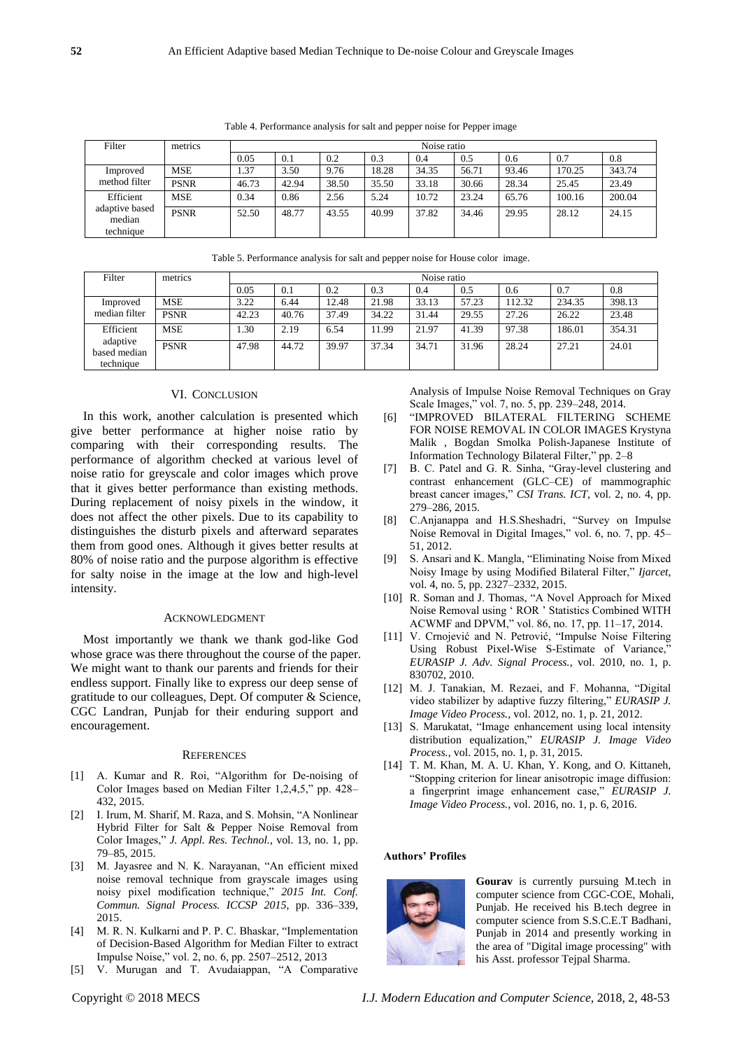Table 4. Performance analysis for salt and pepper noise for Pepper image

| Filter | metrics | Noise ratio | | | | | | | | |
|---|---|---|---|---|---|---|---|---|---|---|
| | | 0.05 | 0.1 | 0.2 | 0.3 | 0.4 | 0.5 | 0.6 | 0.7 | 0.8 |
| Improved method filter | MSE | 1.37 | 3.50 | 9.76 | 18.28 | 34.35 | 56.71 | 93.46 | 170.25 | 343.74 |
| | PSNR | 46.73 | 42.94 | 38.50 | 35.50 | 33.18 | 30.66 | 28.34 | 25.45 | 23.49 |
| Efficient adaptive based median technique | MSE | 0.34 | 0.86 | 2.56 | 5.24 | 10.72 | 23.24 | 65.76 | 100.16 | 200.04 |
| | PSNR | 52.50 | 48.77 | 43.55 | 40.99 | 37.82 | 34.46 | 29.95 | 28.12 | 24.15 |

Table 5. Performance analysis for salt and pepper noise for House color image.

| Filter | metrics | Noise ratio | | | | | | | | |
|---|---|---|---|---|---|---|---|---|---|---|
| | | 0.05 | 0.1 | 0.2 | 0.3 | 0.4 | 0.5 | 0.6 | 0.7 | 0.8 |
| Improved median filter | MSE | 3.22 | 6.44 | 12.48 | 21.98 | 33.13 | 57.23 | 112.32 | 234.35 | 398.13 |
| | PSNR | 42.23 | 40.76 | 37.49 | 34.22 | 31.44 | 29.55 | 27.26 | 26.22 | 23.48 |
| Efficient adaptive based median technique | MSE | 1.30 | 2.19 | 6.54 | 11.99 | 21.97 | 41.39 | 97.38 | 186.01 | 354.31 |
| | PSNR | 47.98 | 44.72 | 39.97 | 37.34 | 34.71 | 31.96 | 28.24 | 27.21 | 24.01 |

## VI. Conclusion

In this work, another calculation is presented which give better performance at higher noise ratio by comparing with their corresponding results. The performance of algorithm checked at various level of noise ratio for greyscale and color images which prove that it gives better performance than existing methods. During replacement of noisy pixels in the window, it does not affect the other pixels. Due to its capability to distinguishes the disturb pixels and afterward separates them from good ones. Although it gives better results at 80% of noise ratio and the purpose algorithm is effective for salty noise in the image at the low and high-level intensity.

## Acknowledgment

Most importantly we thank we thank god-like God whose grace was there throughout the course of the paper. We might want to thank our parents and friends for their endless support. Finally like to express our deep sense of gratitude to our colleagues, Dept. Of computer & Science, CGC Landran, Punjab for their enduring support and encouragement.

## References

[1] A. Kumar and R. Roi, "Algorithm for De-noising of Color Images based on Median Filter 1,2,4,5," pp. 428–432, 2015.

[2] I. Irum, M. Sharif, M. Raza, and S. Mohsin, "A Nonlinear Hybrid Filter for Salt & Pepper Noise Removal from Color Images," *J. Appl. Res. Technol.*, vol. 13, no. 1, pp. 79–85, 2015.

[3] M. Jayasree and N. K. Narayanan, "An efficient mixed noise removal technique from grayscale images using noisy pixel modification technique," *2015 Int. Conf. Commun. Signal Process. ICCSP 2015*, pp. 336–339, 2015.

[4] M. R. N. Kulkarni and P. P. C. Bhaskar, "Implementation of Decision-Based Algorithm for Median Filter to extract Impulse Noise," vol. 2, no. 6, pp. 2507–2512, 2013

[5] V. Murugan and T. Avudaiappan, "A Comparative Analysis of Impulse Noise Removal Techniques on Gray Scale Images," vol. 7, no. 5, pp. 239–248, 2014.

[6] "IMPROVED BILATERAL FILTERING SCHEME FOR NOISE REMOVAL IN COLOR IMAGES Krystyna Malik , Bogdan Smolka Polish-Japanese Institute of Information Technology Bilateral Filter," pp. 2–8

[7] B. C. Patel and G. R. Sinha, "Gray-level clustering and contrast enhancement (GLC–CE) of mammographic breast cancer images," *CSI Trans. ICT*, vol. 2, no. 4, pp. 279–286, 2015.

[8] C.Anjanappa and H.S.Sheshadri, "Survey on Impulse Noise Removal in Digital Images," vol. 6, no. 7, pp. 45–51, 2012.

[9] S. Ansari and K. Mangla, "Eliminating Noise from Mixed Noisy Image by using Modified Bilateral Filter," *Ijarcet*, vol. 4, no. 5, pp. 2327–2332, 2015.

[10] R. Soman and J. Thomas, "A Novel Approach for Mixed Noise Removal using ' ROR ' Statistics Combined WITH ACWMF and DPVM," vol. 86, no. 17, pp. 11–17, 2014.

[11] V. Crnojević and N. Petrović, "Impulse Noise Filtering Using Robust Pixel-Wise S-Estimate of Variance," *EURASIP J. Adv. Signal Process.*, vol. 2010, no. 1, p. 830702, 2010.

[12] M. J. Tanakian, M. Rezaei, and F. Mohanna, "Digital video stabilizer by adaptive fuzzy filtering," *EURASIP J. Image Video Process.*, vol. 2012, no. 1, p. 21, 2012.

[13] S. Marukatat, "Image enhancement using local intensity distribution equalization," *EURASIP J. Image Video Process.*, vol. 2015, no. 1, p. 31, 2015.

[14] T. M. Khan, M. A. U. Khan, Y. Kong, and O. Kittaneh, "Stopping criterion for linear anisotropic image diffusion: a fingerprint image enhancement case," *EURASIP J. Image Video Process.*, vol. 2016, no. 1, p. 6, 2016.

**Authors' Profiles**

**Gourav** is currently pursuing M.tech in computer science from CGC-COE, Mohali, Punjab. He received his B.tech degree in computer science from S.S.C.E.T Badhani, Punjab in 2014 and presently working in the area of "Digital image processing" with his Asst. professor Tejpal Sharma.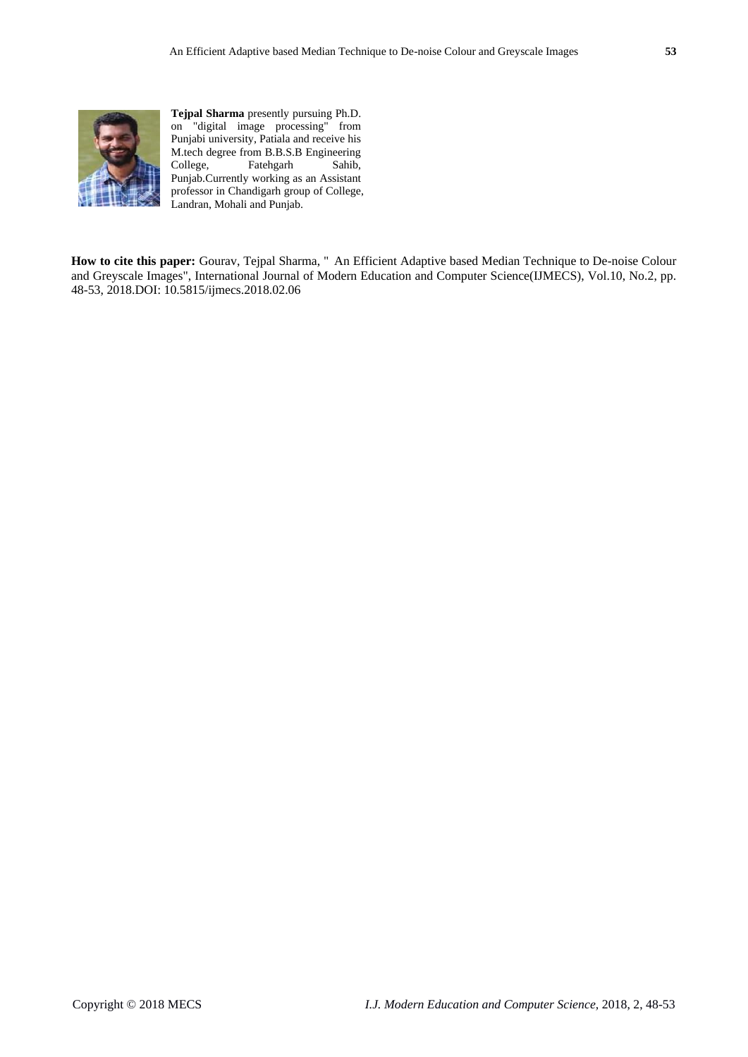**Tejpal Sharma** presently pursuing Ph.D. on "digital image processing" from Punjabi university, Patiala and receive his M.tech degree from B.B.S.B Engineering College, Fatehgarh Sahib, Punjab.Currently working as an Assistant professor in Chandigarh group of College, Landran, Mohali and Punjab.

**How to cite this paper:** Gourav, Tejpal Sharma, " An Efficient Adaptive based Median Technique to De-noise Colour and Greyscale Images", International Journal of Modern Education and Computer Science(IJMECS), Vol.10, No.2, pp. 48-53, 2018.DOI: 10.5815/ijmecs.2018.02.06